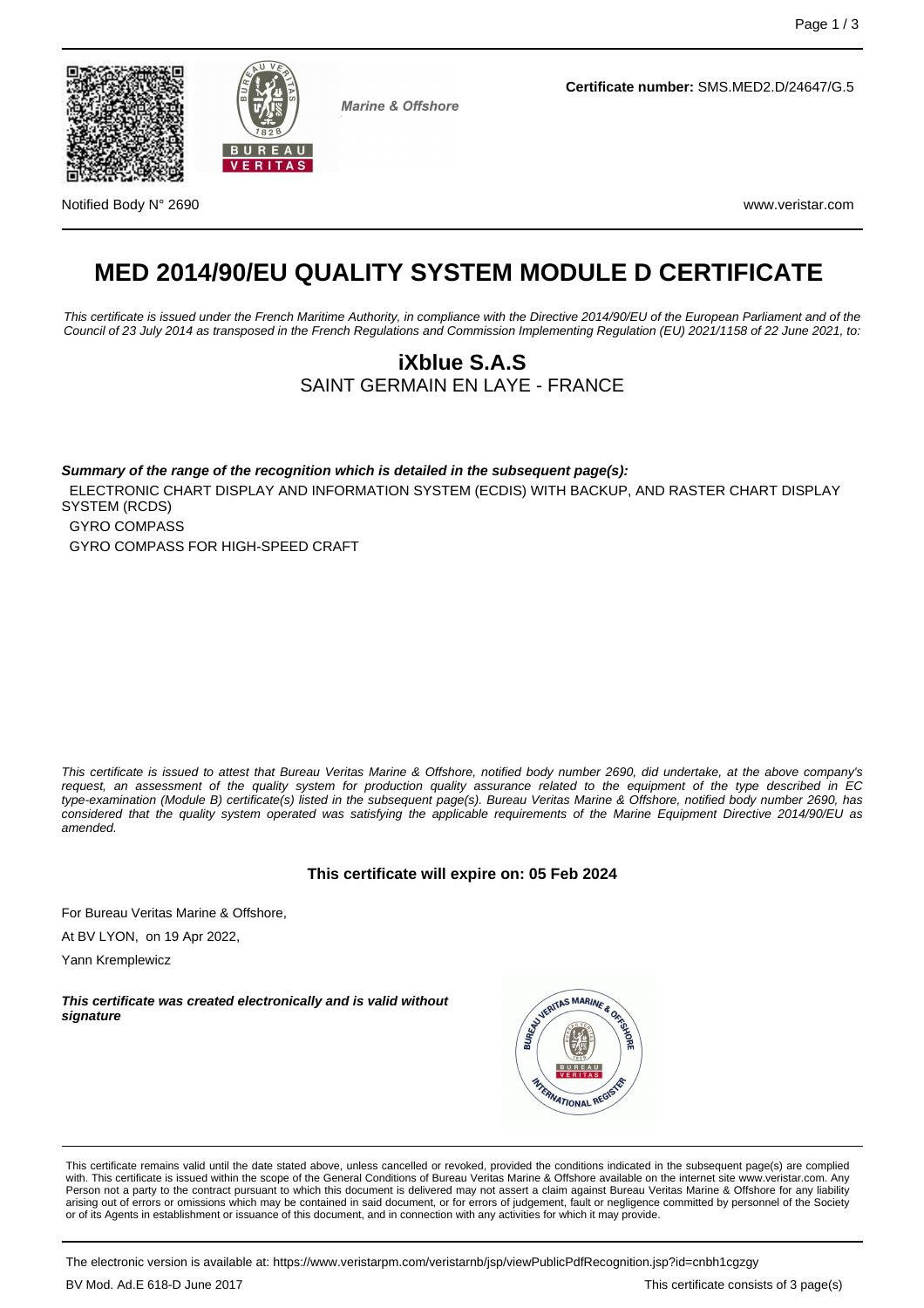Marine & Offshore

**Certificate number:** SMS.MED2.D/24647/G.5

Notified Body N° 2690

www.veristar.com

# MED 2014/90/EU QUALITY SYSTEM MODULE D CERTIFICATE

*This certificate is issued under the French Maritime Authority, in compliance with the Directive 2014/90/EU of the European Parliament and of the Council of 23 July 2014 as transposed in the French Regulations and Commission Implementing Regulation (EU) 2021/1158 of 22 June 2021, to:*

## iXblue S.A.S

SAINT GERMAIN EN LAYE - FRANCE

***Summary of the range of the recognition which is detailed in the subsequent page(s):***

ELECTRONIC CHART DISPLAY AND INFORMATION SYSTEM (ECDIS) WITH BACKUP, AND RASTER CHART DISPLAY SYSTEM (RCDS)

GYRO COMPASS

GYRO COMPASS FOR HIGH-SPEED CRAFT

*This certificate is issued to attest that Bureau Veritas Marine & Offshore, notified body number 2690, did undertake, at the above company's request, an assessment of the quality system for production quality assurance related to the equipment of the type described in EC type-examination (Module B) certificate(s) listed in the subsequent page(s). Bureau Veritas Marine & Offshore, notified body number 2690, has considered that the quality system operated was satisfying the applicable requirements of the Marine Equipment Directive 2014/90/EU as amended.*

**This certificate will expire on: 05 Feb 2024**

For Bureau Veritas Marine & Offshore,

At BV LYON, on 19 Apr 2022,

Yann Kremplewicz

***This certificate was created electronically and is valid without signature***

This certificate remains valid until the date stated above, unless cancelled or revoked, provided the conditions indicated in the subsequent page(s) are complied with. This certificate is issued within the scope of the General Conditions of Bureau Veritas Marine & Offshore available on the internet site www.veristar.com. Any Person not a party to the contract pursuant to which this document is delivered may not assert a claim against Bureau Veritas Marine & Offshore for any liability arising out of errors or omissions which may be contained in said document, or for errors of judgement, fault or negligence committed by personnel of the Society or of its Agents in establishment or issuance of this document, and in connection with any activities for which it may provide.

The electronic version is available at: https://www.veristarpm.com/veristarnb/jsp/viewPublicPdfRecognition.jsp?id=cnbh1cgzgy

BV Mod. Ad.E 618-D June 2017

This certificate consists of 3 page(s)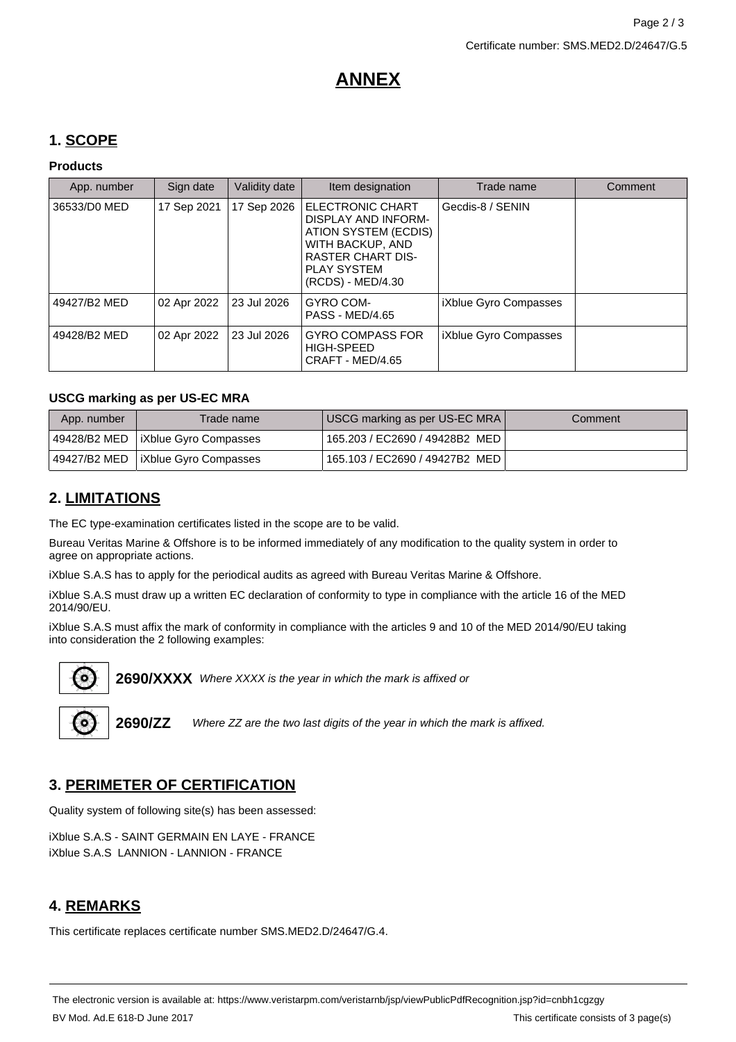# ANNEX

## 1. SCOPE

### Products

| App. number | Sign date | Validity date | Item designation | Trade name | Comment |
|---|---|---|---|---|---|
| 36533/D0 MED | 17 Sep 2021 | 17 Sep 2026 | ELECTRONIC CHART DISPLAY AND INFORMATION SYSTEM (ECDIS) WITH BACKUP, AND RASTER CHART DISPLAY SYSTEM (RCDS) - MED/4.30 | Gecdis-8 / SENIN | |
| 49427/B2 MED | 02 Apr 2022 | 23 Jul 2026 | GYRO COMPASS - MED/4.65 | iXblue Gyro Compasses | |
| 49428/B2 MED | 02 Apr 2022 | 23 Jul 2026 | GYRO COMPASS FOR HIGH-SPEED CRAFT - MED/4.65 | iXblue Gyro Compasses | |

### USCG marking as per US-EC MRA

| App. number | Trade name | USCG marking as per US-EC MRA | Comment |
|---|---|---|---|
| 49428/B2 MED | iXblue Gyro Compasses | 165.203 / EC2690 / 49428B2 MED | |
| 49427/B2 MED | iXblue Gyro Compasses | 165.103 / EC2690 / 49427B2 MED | |

## 2. LIMITATIONS

The EC type-examination certificates listed in the scope are to be valid.

Bureau Veritas Marine & Offshore is to be informed immediately of any modification to the quality system in order to agree on appropriate actions.

iXblue S.A.S has to apply for the periodical audits as agreed with Bureau Veritas Marine & Offshore.

iXblue S.A.S must draw up a written EC declaration of conformity to type in compliance with the article 16 of the MED 2014/90/EU.

iXblue S.A.S must affix the mark of conformity in compliance with the articles 9 and 10 of the MED 2014/90/EU taking into consideration the 2 following examples:

**2690/XXXX** *Where XXXX is the year in which the mark is affixed or*

**2690/ZZ** *Where ZZ are the two last digits of the year in which the mark is affixed.*

## 3. PERIMETER OF CERTIFICATION

Quality system of following site(s) has been assessed:

iXblue S.A.S - SAINT GERMAIN EN LAYE - FRANCE
iXblue S.A.S LANNION - LANNION - FRANCE

## 4. REMARKS

This certificate replaces certificate number SMS.MED2.D/24647/G.4.

The electronic version is available at: https://www.veristarpm.com/veristarnb/jsp/viewPublicPdfRecognition.jsp?id=cnbh1cgzgy

BV Mod. Ad.E 618-D June 2017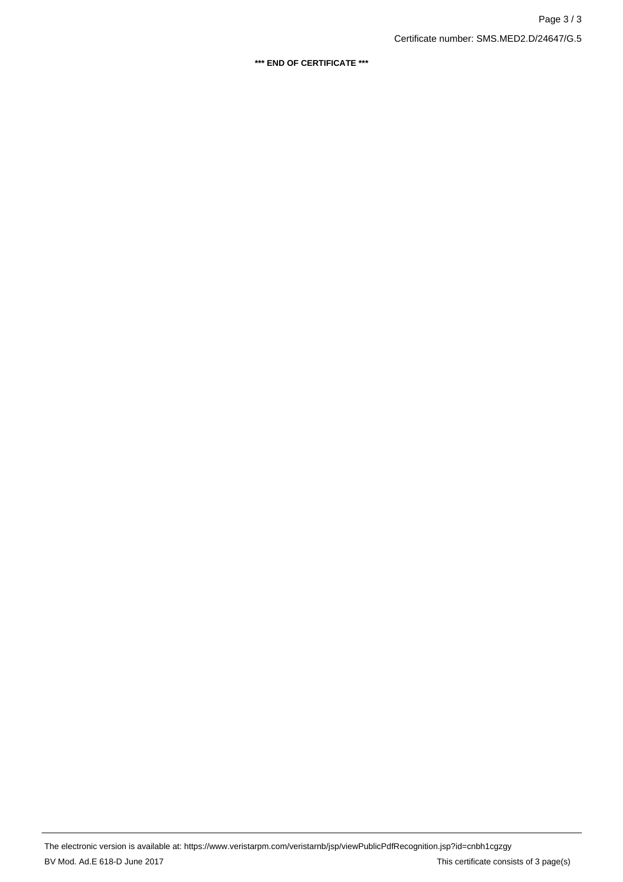**\*\*\* END OF CERTIFICATE \*\*\***

The electronic version is available at: https://www.veristarpm.com/veristarnb/jsp/viewPublicPdfRecognition.jsp?id=cnbh1cgzgy

BV Mod. Ad.E 618-D June 2017

This certificate consists of 3 page(s)